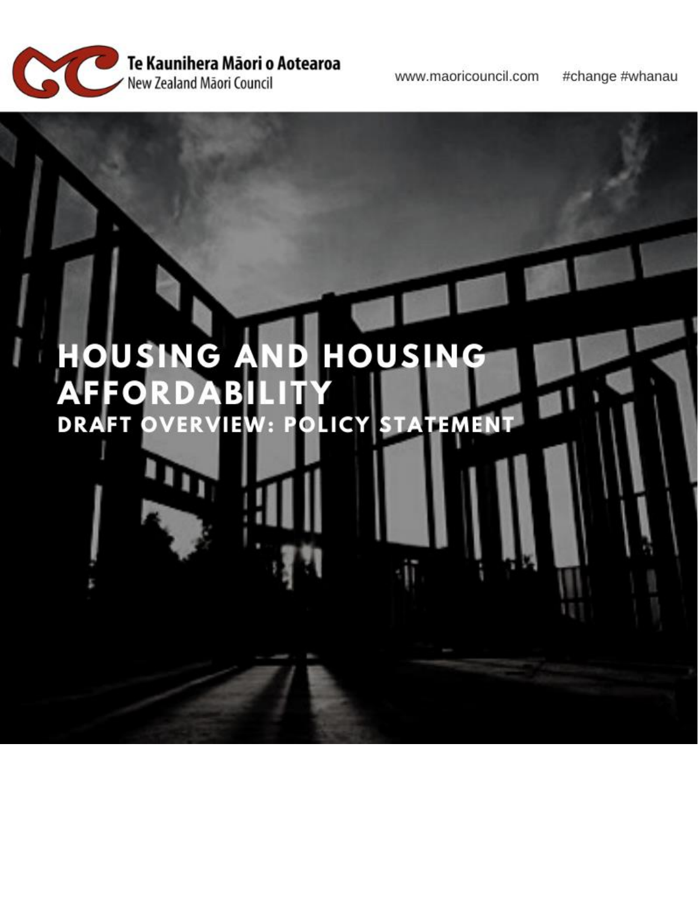Te Kaunihera Māori o Aotearoa
New Zealand Māori Council

www.maoricouncil.com #change #whanau

# HOUSING AND HOUSING AFFORDABILITY

## DRAFT OVERVIEW: POLICY STATEMENT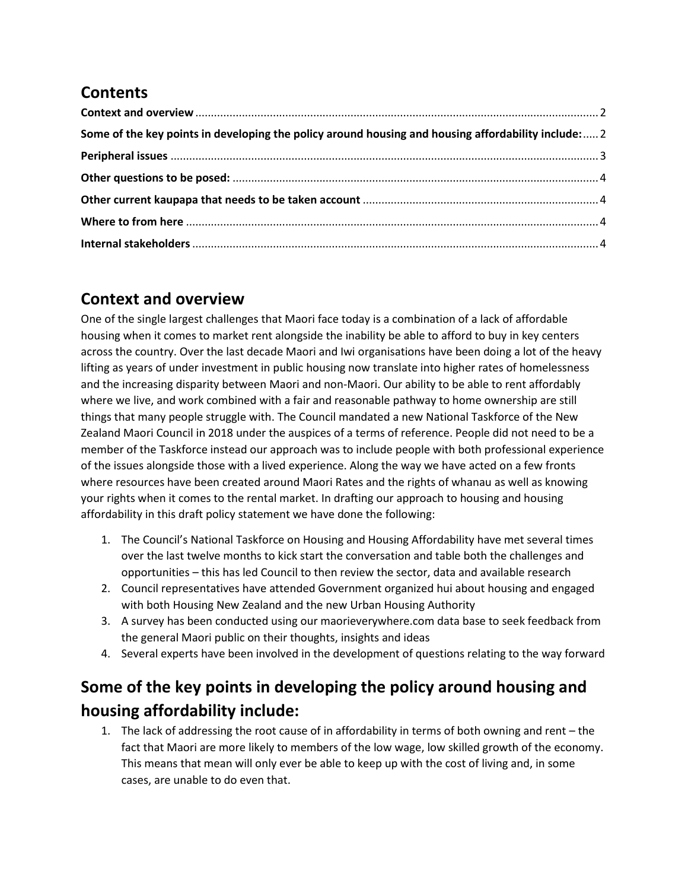## Contents

**Context and overview** ........................................................................................................................ 2

**Some of the key points in developing the policy around housing and housing affordability include:** ..... 2

**Peripheral issues** ................................................................................................................................ 3

**Other questions to be posed:** ............................................................................................................. 4

**Other current kaupapa that needs to be taken account** ...................................................................... 4

**Where to from here** ............................................................................................................................ 4

**Internal stakeholders** .......................................................................................................................... 4

## Context and overview

One of the single largest challenges that Maori face today is a combination of a lack of affordable housing when it comes to market rent alongside the inability be able to afford to buy in key centers across the country. Over the last decade Maori and Iwi organisations have been doing a lot of the heavy lifting as years of under investment in public housing now translate into higher rates of homelessness and the increasing disparity between Maori and non-Maori. Our ability to be able to rent affordably where we live, and work combined with a fair and reasonable pathway to home ownership are still things that many people struggle with. The Council mandated a new National Taskforce of the New Zealand Maori Council in 2018 under the auspices of a terms of reference. People did not need to be a member of the Taskforce instead our approach was to include people with both professional experience of the issues alongside those with a lived experience. Along the way we have acted on a few fronts where resources have been created around Maori Rates and the rights of whanau as well as knowing your rights when it comes to the rental market. In drafting our approach to housing and housing affordability in this draft policy statement we have done the following:

1. The Council's National Taskforce on Housing and Housing Affordability have met several times over the last twelve months to kick start the conversation and table both the challenges and opportunities – this has led Council to then review the sector, data and available research
2. Council representatives have attended Government organized hui about housing and engaged with both Housing New Zealand and the new Urban Housing Authority
3. A survey has been conducted using our maorieverywhere.com data base to seek feedback from the general Maori public on their thoughts, insights and ideas
4. Several experts have been involved in the development of questions relating to the way forward

## Some of the key points in developing the policy around housing and housing affordability include:

1. The lack of addressing the root cause of in affordability in terms of both owning and rent – the fact that Maori are more likely to members of the low wage, low skilled growth of the economy. This means that mean will only ever be able to keep up with the cost of living and, in some cases, are unable to do even that.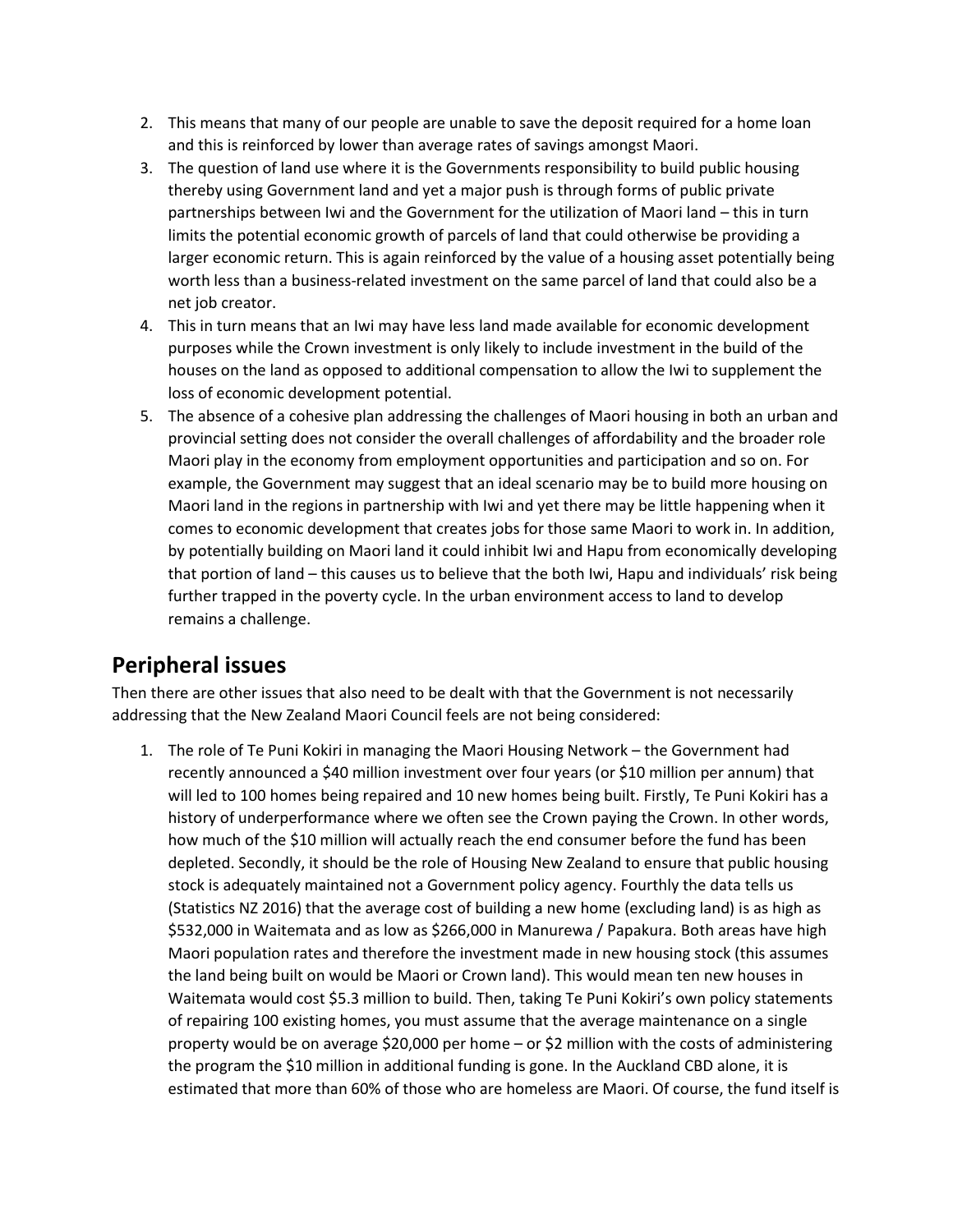2. This means that many of our people are unable to save the deposit required for a home loan and this is reinforced by lower than average rates of savings amongst Maori.
3. The question of land use where it is the Governments responsibility to build public housing thereby using Government land and yet a major push is through forms of public private partnerships between Iwi and the Government for the utilization of Maori land – this in turn limits the potential economic growth of parcels of land that could otherwise be providing a larger economic return. This is again reinforced by the value of a housing asset potentially being worth less than a business-related investment on the same parcel of land that could also be a net job creator.
4. This in turn means that an Iwi may have less land made available for economic development purposes while the Crown investment is only likely to include investment in the build of the houses on the land as opposed to additional compensation to allow the Iwi to supplement the loss of economic development potential.
5. The absence of a cohesive plan addressing the challenges of Maori housing in both an urban and provincial setting does not consider the overall challenges of affordability and the broader role Maori play in the economy from employment opportunities and participation and so on. For example, the Government may suggest that an ideal scenario may be to build more housing on Maori land in the regions in partnership with Iwi and yet there may be little happening when it comes to economic development that creates jobs for those same Maori to work in. In addition, by potentially building on Maori land it could inhibit Iwi and Hapu from economically developing that portion of land – this causes us to believe that the both Iwi, Hapu and individuals' risk being further trapped in the poverty cycle. In the urban environment access to land to develop remains a challenge.

## Peripheral issues

Then there are other issues that also need to be dealt with that the Government is not necessarily addressing that the New Zealand Maori Council feels are not being considered:

1. The role of Te Puni Kokiri in managing the Maori Housing Network – the Government had recently announced a $40 million investment over four years (or $10 million per annum) that will led to 100 homes being repaired and 10 new homes being built. Firstly, Te Puni Kokiri has a history of underperformance where we often see the Crown paying the Crown. In other words, how much of the $10 million will actually reach the end consumer before the fund has been depleted. Secondly, it should be the role of Housing New Zealand to ensure that public housing stock is adequately maintained not a Government policy agency. Fourthly the data tells us (Statistics NZ 2016) that the average cost of building a new home (excluding land) is as high as $532,000 in Waitemata and as low as $266,000 in Manurewa / Papakura. Both areas have high Maori population rates and therefore the investment made in new housing stock (this assumes the land being built on would be Maori or Crown land). This would mean ten new houses in Waitemata would cost $5.3 million to build. Then, taking Te Puni Kokiri's own policy statements of repairing 100 existing homes, you must assume that the average maintenance on a single property would be on average $20,000 per home – or $2 million with the costs of administering the program the $10 million in additional funding is gone. In the Auckland CBD alone, it is estimated that more than 60% of those who are homeless are Maori. Of course, the fund itself is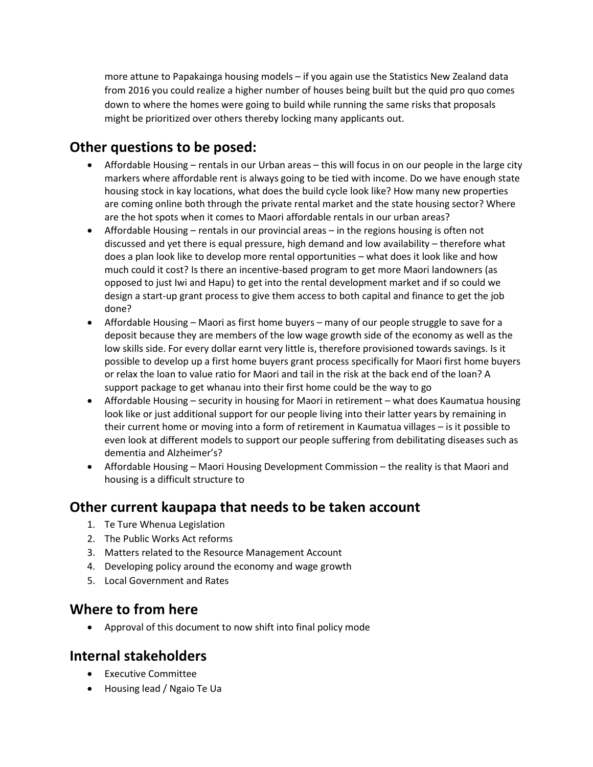more attune to Papakainga housing models – if you again use the Statistics New Zealand data from 2016 you could realize a higher number of houses being built but the quid pro quo comes down to where the homes were going to build while running the same risks that proposals might be prioritized over others thereby locking many applicants out.

## Other questions to be posed:

- Affordable Housing – rentals in our Urban areas – this will focus in on our people in the large city markers where affordable rent is always going to be tied with income. Do we have enough state housing stock in kay locations, what does the build cycle look like? How many new properties are coming online both through the private rental market and the state housing sector? Where are the hot spots when it comes to Maori affordable rentals in our urban areas?
- Affordable Housing – rentals in our provincial areas – in the regions housing is often not discussed and yet there is equal pressure, high demand and low availability – therefore what does a plan look like to develop more rental opportunities – what does it look like and how much could it cost? Is there an incentive-based program to get more Maori landowners (as opposed to just Iwi and Hapu) to get into the rental development market and if so could we design a start-up grant process to give them access to both capital and finance to get the job done?
- Affordable Housing – Maori as first home buyers – many of our people struggle to save for a deposit because they are members of the low wage growth side of the economy as well as the low skills side. For every dollar earnt very little is, therefore provisioned towards savings. Is it possible to develop up a first home buyers grant process specifically for Maori first home buyers or relax the loan to value ratio for Maori and tail in the risk at the back end of the loan? A support package to get whanau into their first home could be the way to go
- Affordable Housing – security in housing for Maori in retirement – what does Kaumatua housing look like or just additional support for our people living into their latter years by remaining in their current home or moving into a form of retirement in Kaumatua villages – is it possible to even look at different models to support our people suffering from debilitating diseases such as dementia and Alzheimer's?
- Affordable Housing – Maori Housing Development Commission – the reality is that Maori and housing is a difficult structure to

## Other current kaupapa that needs to be taken account

1. Te Ture Whenua Legislation
2. The Public Works Act reforms
3. Matters related to the Resource Management Account
4. Developing policy around the economy and wage growth
5. Local Government and Rates

## Where to from here

- Approval of this document to now shift into final policy mode

## Internal stakeholders

- Executive Committee
- Housing lead / Ngaio Te Ua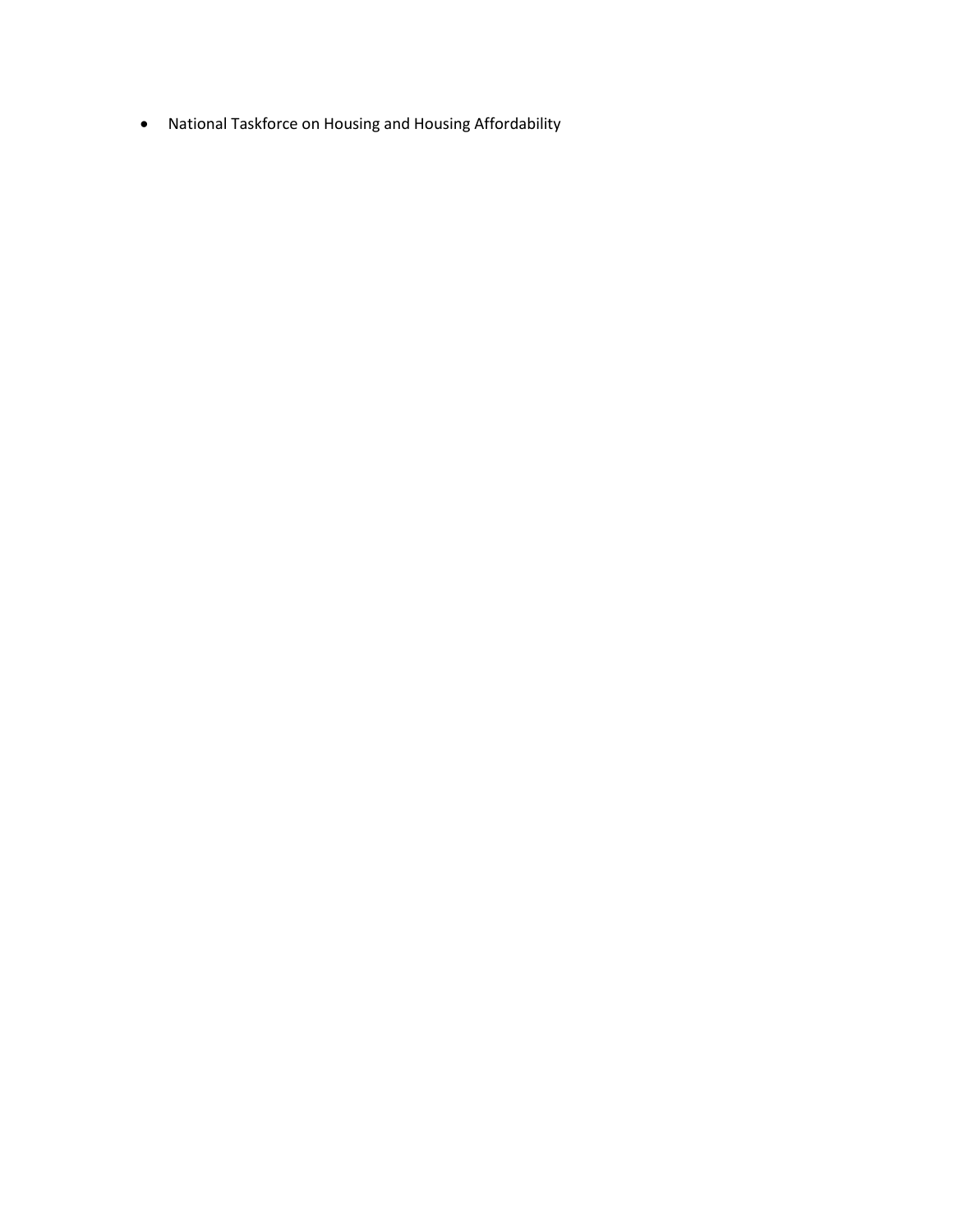- National Taskforce on Housing and Housing Affordability